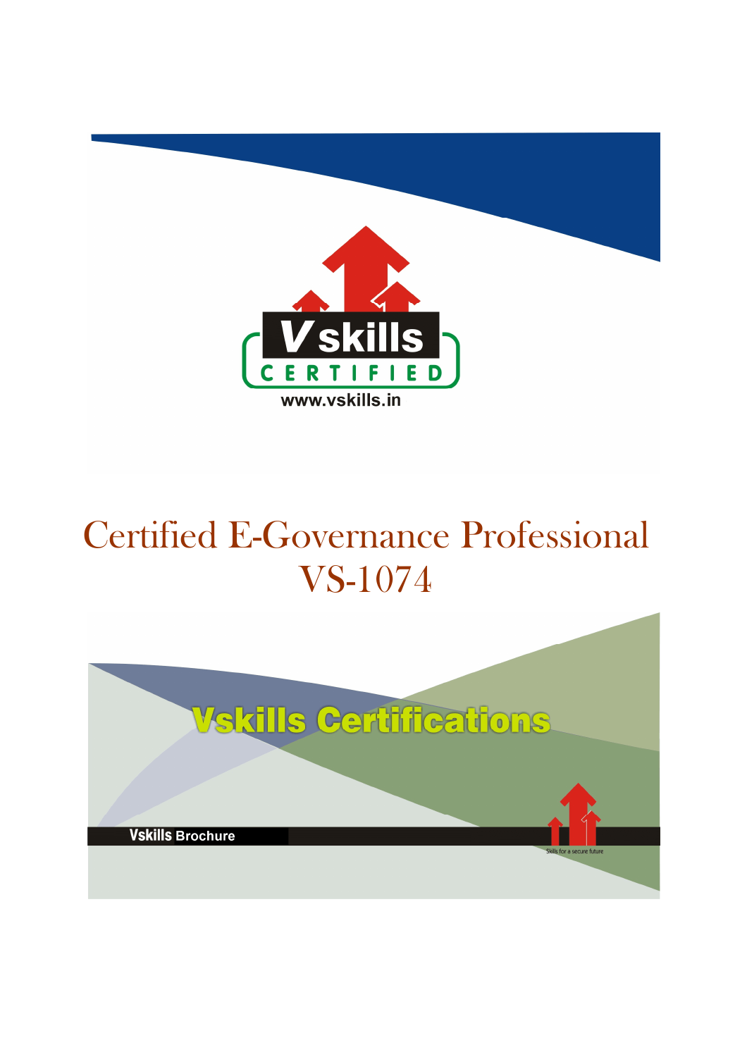# Certified E-Governance Professional VS-1074

Vskills Certifications

Vskills Brochure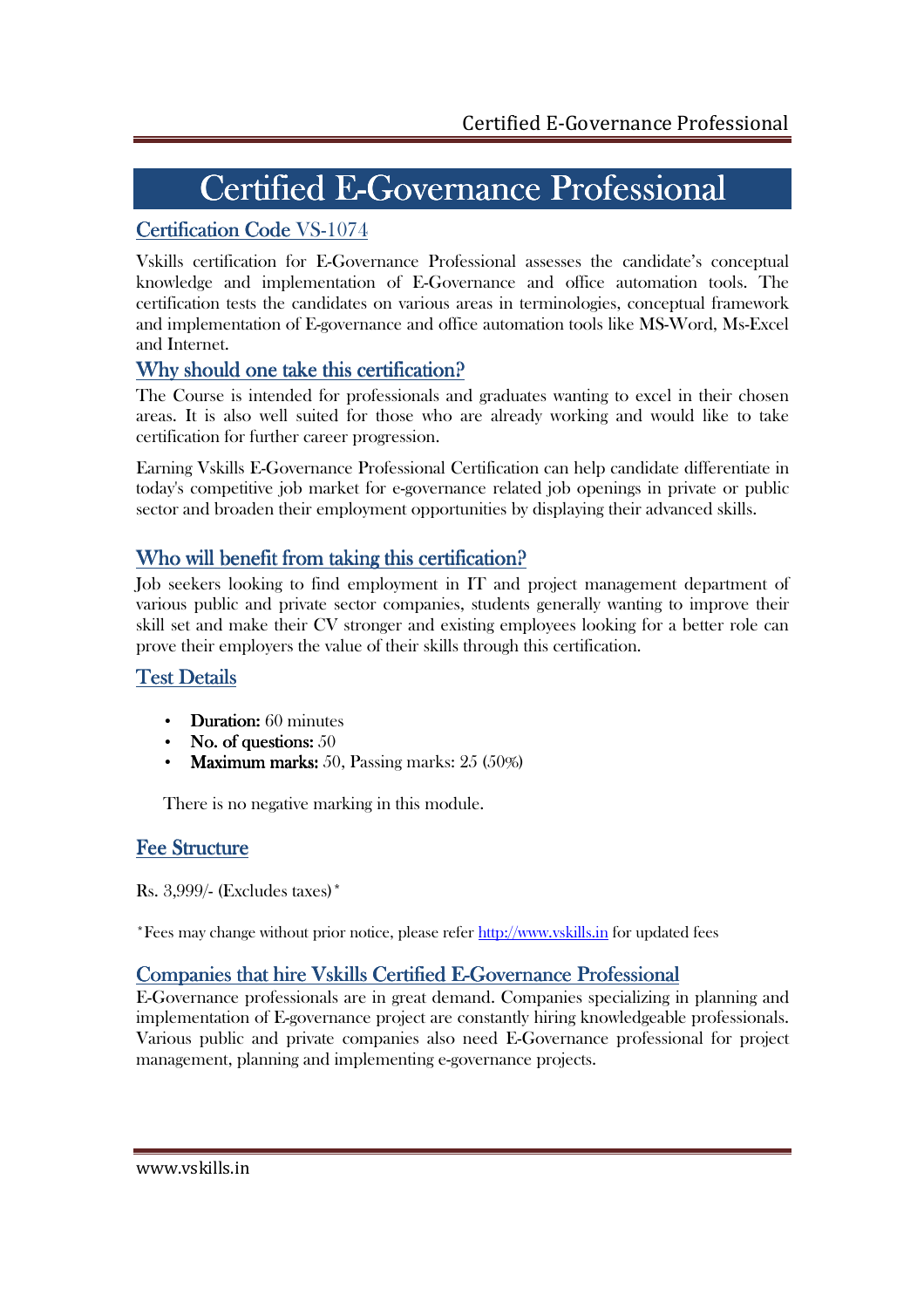# Certified E-Governance Professional

## Certification Code VS-1074

Vskills certification for E-Governance Professional assesses the candidate's conceptual knowledge and implementation of E-Governance and office automation tools. The certification tests the candidates on various areas in terminologies, conceptual framework and implementation of E-governance and office automation tools like MS-Word, Ms-Excel and Internet.

## Why should one take this certification?

The Course is intended for professionals and graduates wanting to excel in their chosen areas. It is also well suited for those who are already working and would like to take certification for further career progression.

Earning Vskills E-Governance Professional Certification can help candidate differentiate in today's competitive job market for e-governance related job openings in private or public sector and broaden their employment opportunities by displaying their advanced skills.

## Who will benefit from taking this certification?

Job seekers looking to find employment in IT and project management department of various public and private sector companies, students generally wanting to improve their skill set and make their CV stronger and existing employees looking for a better role can prove their employers the value of their skills through this certification.

## Test Details

- **Duration:** 60 minutes
- **No. of questions:** 50
- **Maximum marks:** 50, Passing marks: 25 (50%)

There is no negative marking in this module.

## Fee Structure

Rs. 3,999/- (Excludes taxes)*

*Fees may change without prior notice, please refer http://www.vskills.in for updated fees

## Companies that hire Vskills Certified E-Governance Professional

E-Governance professionals are in great demand. Companies specializing in planning and implementation of E-governance project are constantly hiring knowledgeable professionals. Various public and private companies also need E-Governance professional for project management, planning and implementing e-governance projects.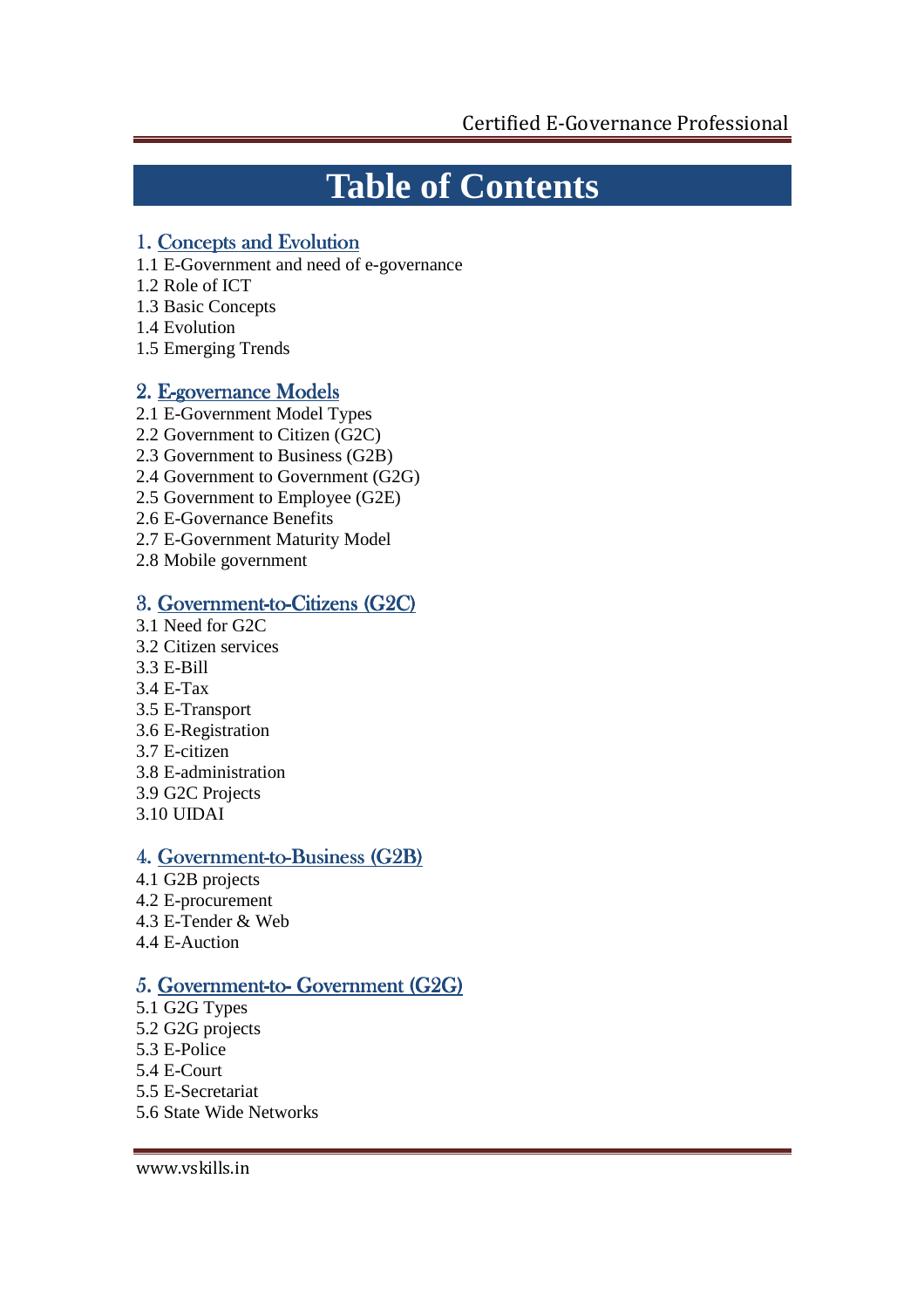# Table of Contents

## 1. Concepts and Evolution

1.1 E-Government and need of e-governance
1.2 Role of ICT
1.3 Basic Concepts
1.4 Evolution
1.5 Emerging Trends

## 2. E-governance Models

2.1 E-Government Model Types
2.2 Government to Citizen (G2C)
2.3 Government to Business (G2B)
2.4 Government to Government (G2G)
2.5 Government to Employee (G2E)
2.6 E-Governance Benefits
2.7 E-Government Maturity Model
2.8 Mobile government

## 3. Government-to-Citizens (G2C)

3.1 Need for G2C
3.2 Citizen services
3.3 E-Bill
3.4 E-Tax
3.5 E-Transport
3.6 E-Registration
3.7 E-citizen
3.8 E-administration
3.9 G2C Projects
3.10 UIDAI

## 4. Government-to-Business (G2B)

4.1 G2B projects
4.2 E-procurement
4.3 E-Tender & Web
4.4 E-Auction

## 5. Government-to- Government (G2G)

5.1 G2G Types
5.2 G2G projects
5.3 E-Police
5.4 E-Court
5.5 E-Secretariat
5.6 State Wide Networks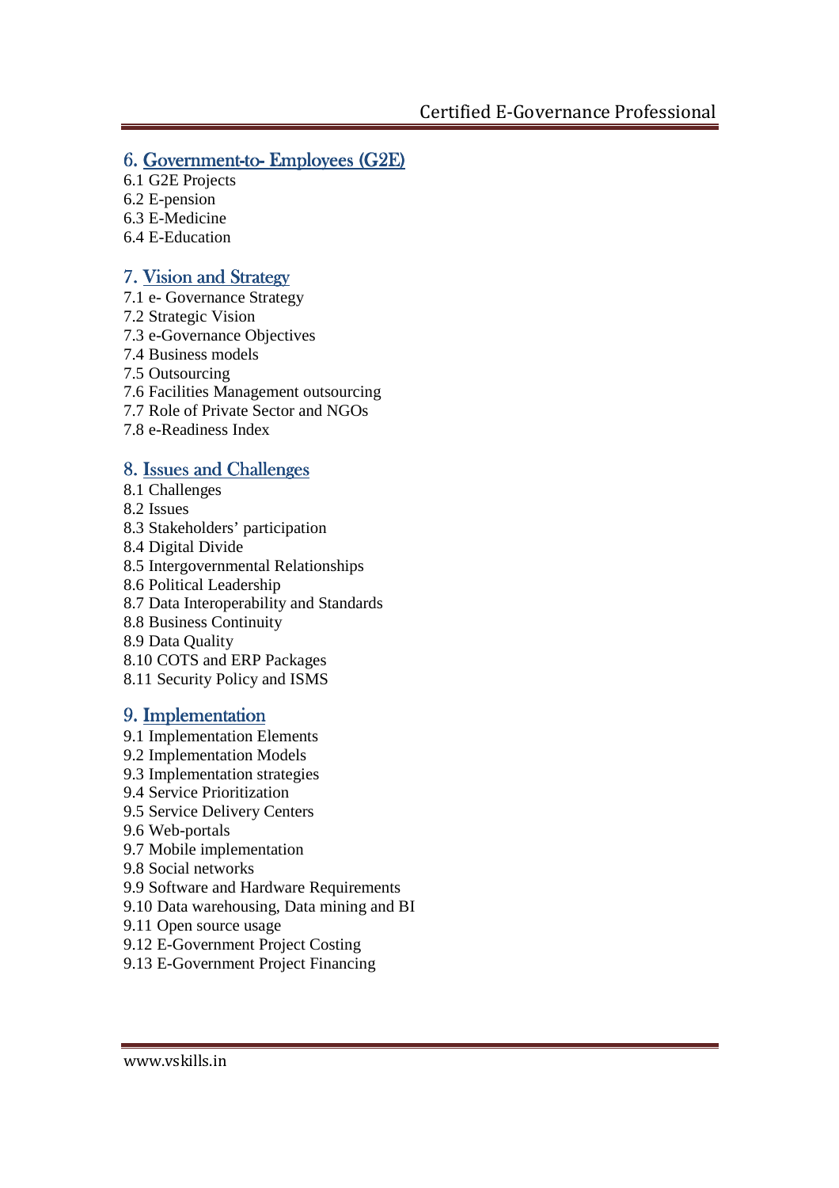## 6. Government-to- Employees (G2E)

6.1 G2E Projects
6.2 E-pension
6.3 E-Medicine
6.4 E-Education

## 7. Vision and Strategy

7.1 e- Governance Strategy
7.2 Strategic Vision
7.3 e-Governance Objectives
7.4 Business models
7.5 Outsourcing
7.6 Facilities Management outsourcing
7.7 Role of Private Sector and NGOs
7.8 e-Readiness Index

## 8. Issues and Challenges

8.1 Challenges
8.2 Issues
8.3 Stakeholders' participation
8.4 Digital Divide
8.5 Intergovernmental Relationships
8.6 Political Leadership
8.7 Data Interoperability and Standards
8.8 Business Continuity
8.9 Data Quality
8.10 COTS and ERP Packages
8.11 Security Policy and ISMS

## 9. Implementation

9.1 Implementation Elements
9.2 Implementation Models
9.3 Implementation strategies
9.4 Service Prioritization
9.5 Service Delivery Centers
9.6 Web-portals
9.7 Mobile implementation
9.8 Social networks
9.9 Software and Hardware Requirements
9.10 Data warehousing, Data mining and BI
9.11 Open source usage
9.12 E-Government Project Costing
9.13 E-Government Project Financing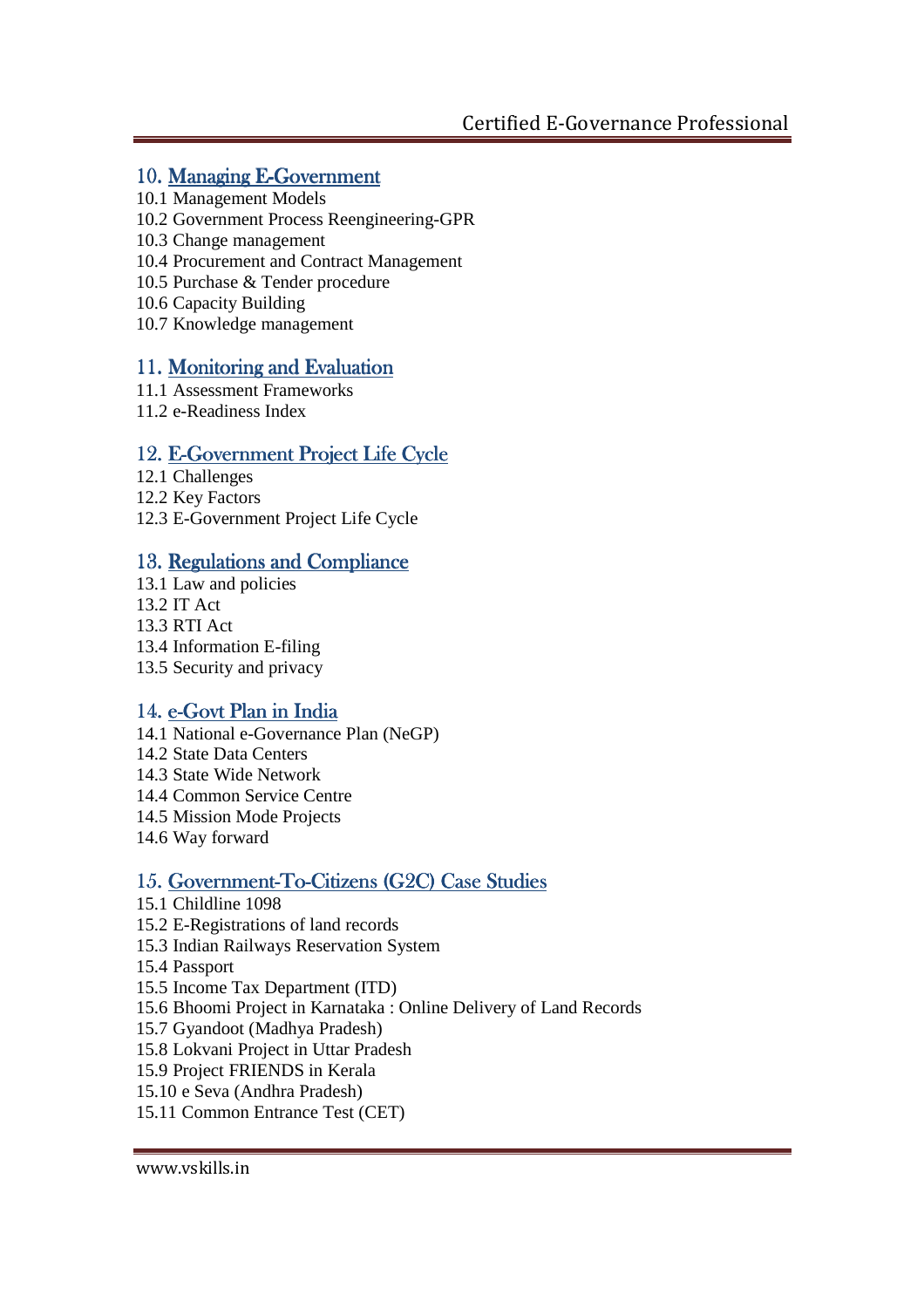## 10. Managing E-Government

10.1 Management Models
10.2 Government Process Reengineering-GPR
10.3 Change management
10.4 Procurement and Contract Management
10.5 Purchase & Tender procedure
10.6 Capacity Building
10.7 Knowledge management

## 11. Monitoring and Evaluation

11.1 Assessment Frameworks
11.2 e-Readiness Index

## 12. E-Government Project Life Cycle

12.1 Challenges
12.2 Key Factors
12.3 E-Government Project Life Cycle

## 13. Regulations and Compliance

13.1 Law and policies
13.2 IT Act
13.3 RTI Act
13.4 Information E-filing
13.5 Security and privacy

## 14. e-Govt Plan in India

14.1 National e-Governance Plan (NeGP)
14.2 State Data Centers
14.3 State Wide Network
14.4 Common Service Centre
14.5 Mission Mode Projects
14.6 Way forward

## 15. Government-To-Citizens (G2C) Case Studies

15.1 Childline 1098
15.2 E-Registrations of land records
15.3 Indian Railways Reservation System
15.4 Passport
15.5 Income Tax Department (ITD)
15.6 Bhoomi Project in Karnataka : Online Delivery of Land Records
15.7 Gyandoot (Madhya Pradesh)
15.8 Lokvani Project in Uttar Pradesh
15.9 Project FRIENDS in Kerala
15.10 e Seva (Andhra Pradesh)
15.11 Common Entrance Test (CET)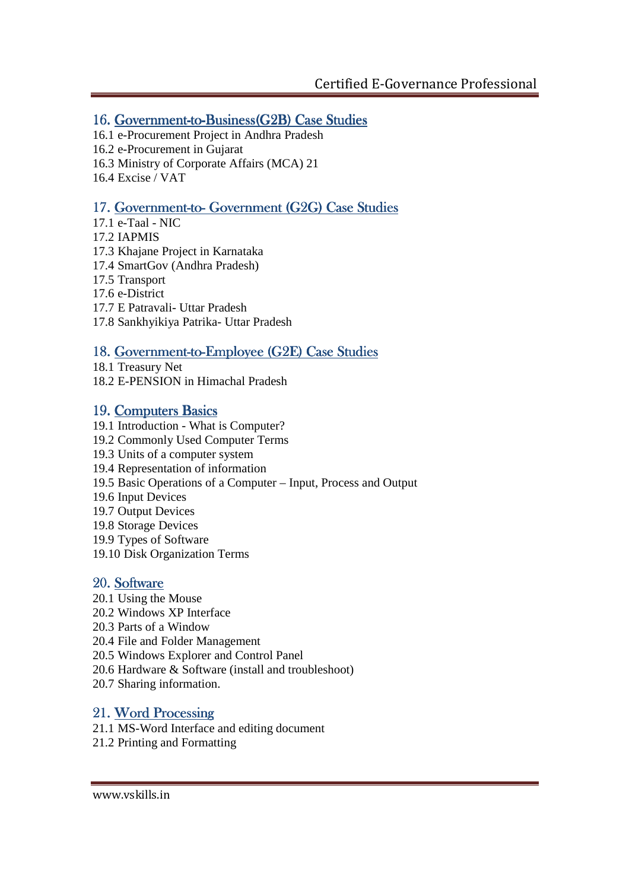## 16. Government-to-Business(G2B) Case Studies

16.1 e-Procurement Project in Andhra Pradesh
16.2 e-Procurement in Gujarat
16.3 Ministry of Corporate Affairs (MCA) 21
16.4 Excise / VAT

## 17. Government-to- Government (G2G) Case Studies

17.1 e-Taal - NIC
17.2 IAPMIS
17.3 Khajane Project in Karnataka
17.4 SmartGov (Andhra Pradesh)
17.5 Transport
17.6 e-District
17.7 E Patravali- Uttar Pradesh
17.8 Sankhyikiya Patrika- Uttar Pradesh

## 18. Government-to-Employee (G2E) Case Studies

18.1 Treasury Net
18.2 E-PENSION in Himachal Pradesh

## 19. Computers Basics

19.1 Introduction - What is Computer?
19.2 Commonly Used Computer Terms
19.3 Units of a computer system
19.4 Representation of information
19.5 Basic Operations of a Computer – Input, Process and Output
19.6 Input Devices
19.7 Output Devices
19.8 Storage Devices
19.9 Types of Software
19.10 Disk Organization Terms

## 20. Software

20.1 Using the Mouse
20.2 Windows XP Interface
20.3 Parts of a Window
20.4 File and Folder Management
20.5 Windows Explorer and Control Panel
20.6 Hardware & Software (install and troubleshoot)
20.7 Sharing information.

## 21. Word Processing

21.1 MS-Word Interface and editing document
21.2 Printing and Formatting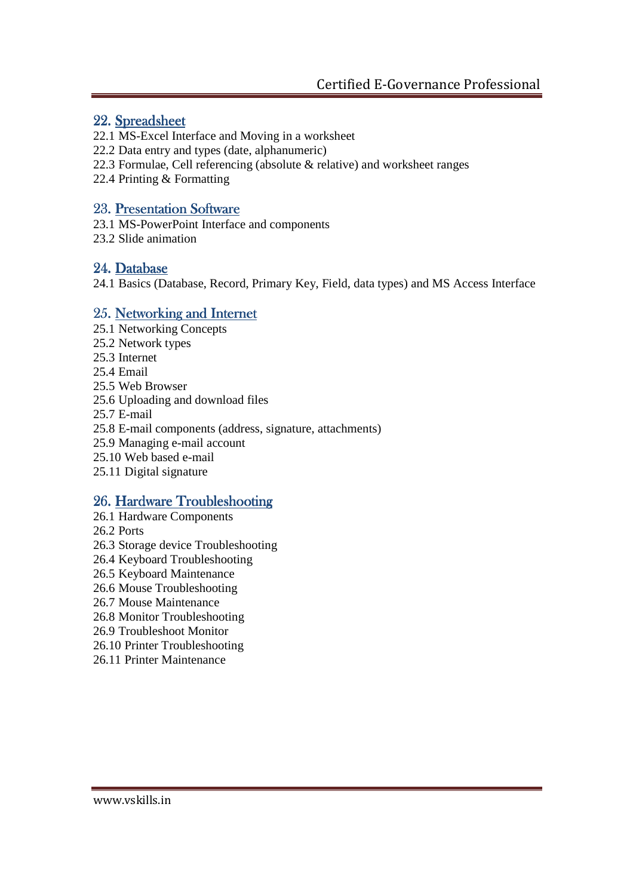## 22. Spreadsheet

22.1 MS-Excel Interface and Moving in a worksheet
22.2 Data entry and types (date, alphanumeric)
22.3 Formulae, Cell referencing (absolute & relative) and worksheet ranges
22.4 Printing & Formatting

## 23. Presentation Software

23.1 MS-PowerPoint Interface and components
23.2 Slide animation

## 24. Database

24.1 Basics (Database, Record, Primary Key, Field, data types) and MS Access Interface

## 25. Networking and Internet

25.1 Networking Concepts
25.2 Network types
25.3 Internet
25.4 Email
25.5 Web Browser
25.6 Uploading and download files
25.7 E-mail
25.8 E-mail components (address, signature, attachments)
25.9 Managing e-mail account
25.10 Web based e-mail
25.11 Digital signature

## 26. Hardware Troubleshooting

26.1 Hardware Components
26.2 Ports
26.3 Storage device Troubleshooting
26.4 Keyboard Troubleshooting
26.5 Keyboard Maintenance
26.6 Mouse Troubleshooting
26.7 Mouse Maintenance
26.8 Monitor Troubleshooting
26.9 Troubleshoot Monitor
26.10 Printer Troubleshooting
26.11 Printer Maintenance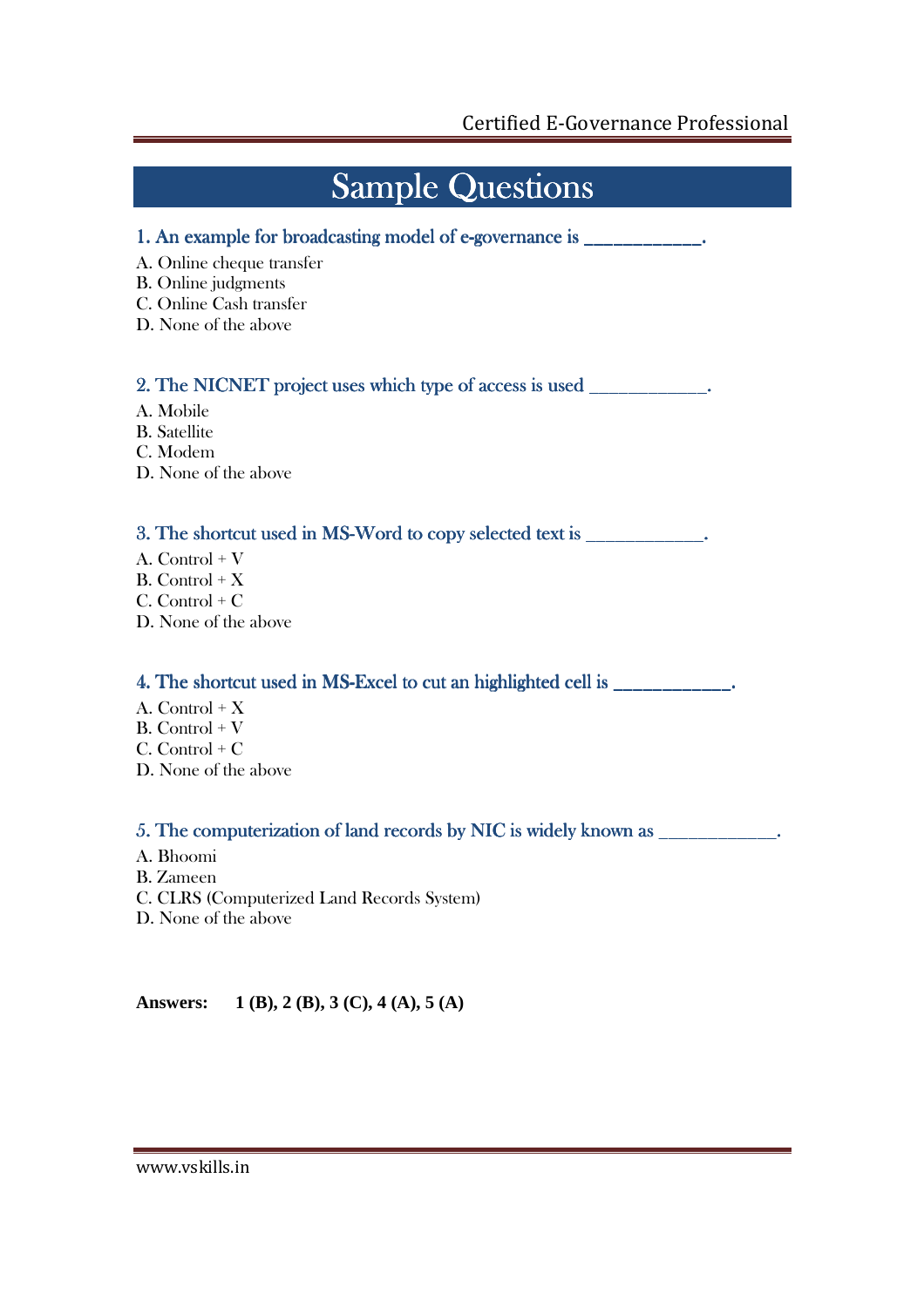# Sample Questions

### 1. An example for broadcasting model of e-governance is ____________.

A. Online cheque transfer
B. Online judgments
C. Online Cash transfer
D. None of the above

### 2. The NICNET project uses which type of access is used ____________.

A. Mobile
B. Satellite
C. Modem
D. None of the above

### 3. The shortcut used in MS-Word to copy selected text is ____________.

A. Control + V
B. Control + X
C. Control + C
D. None of the above

### 4. The shortcut used in MS-Excel to cut an highlighted cell is ____________.

A. Control + X
B. Control + V
C. Control + C
D. None of the above

### 5. The computerization of land records by NIC is widely known as ____________.

A. Bhoomi
B. Zameen
C. CLRS (Computerized Land Records System)
D. None of the above

**Answers: 1 (B), 2 (B), 3 (C), 4 (A), 5 (A)**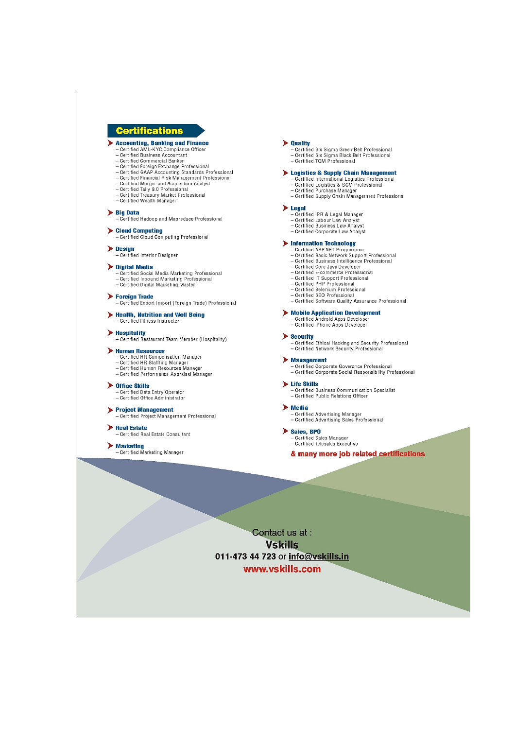# Certifications

**Accounting, Banking and Finance**
- Certified AML-KYC Compliance Officer
- Certified Business Accountant
- Certified Commercial Banker
- Certified Foreign Exchange Professional
- Certified GAAP Accounting Standards Professional
- Certified Financial Risk Management Professional
- Certified Merger and Acquisition Analyst
- Certified Tally 9.0 Professional
- Certified Treasury Market Professional
- Certified Wealth Manager

**Big Data**
- Certified Hadoop and Mapreduce Professional

**Cloud Computing**
- Certified Cloud Computing Professional

**Design**
- Certified Interior Designer

**Digital Media**
- Certified Social Media Marketing Professional
- Certified Inbound Marketing Professional
- Certified Digital Marketing Master

**Foreign Trade**
- Certified Export Import (Foreign Trade) Professional

**Health, Nutrition and Well Being**
- Certified Fitness Instructor

**Hospitality**
- Certified Restaurant Team Member (Hospitality)

**Human Resources**
- Certified HR Compensation Manager
- Certified HR Stafffing Manager
- Certified Human Resources Manager
- Certified Performance Appraisal Manager

**Office Skills**
- Certified Data Entry Operator
- Certified Office Administrator

**Project Management**
- Certified Project Management Professional

**Real Estate**
- Certified Real Estate Consultant

**Marketing**
- Certified Marketing Manager

**Quality**
- Certified Six Sigma Green Belt Professional
- Certified Six Sigma Black Belt Professional
- Certified TQM Professional

**Logistics & Supply Chain Management**
- Certified International Logistics Professional
- Certified Logistics & SCM Professional
- Certified Purchase Manager
- Certified Supply Chain Management Professional

**Legal**
- Certified IPR & Legal Manager
- Certified Labour Law Analyst
- Certified Business Law Analyst
- Certified Corporate Law Analyst

**Information Technology**
- Certified ASP.NET Programmer
- Certified Basic Network Support Professional
- Certified Business Intelligence Professional
- Certified Core Java Developer
- Certified E-commerce Professional
- Certified IT Support Professional
- Certified PHP Professional
- Certified Selenium Professional
- Certified SEO Professional
- Certified Software Quality Assurance Professional

**Mobile Application Development**
- Certified Android Apps Developer
- Certified iPhone Apps Developer

**Security**
- Certified Ethical Hacking and Security Professional
- Certified Network Security Professional

**Management**
- Certified Corporate Goverance Professional
- Certified Corporate Social Responsibility Professional

**Life Skills**
- Certified Business Communication Specialist
- Certified Public Relations Officer

**Media**
- Certified Advertising Manager
- Certified Advertising Sales Professional

**Sales, BPO**
- Certified Sales Manager
- Certified Telesales Executive

**& many more job related certifications**

Contact us at :

**Vskills**

**011-473 44 723 or info@vskills.in**

**www.vskills.com**